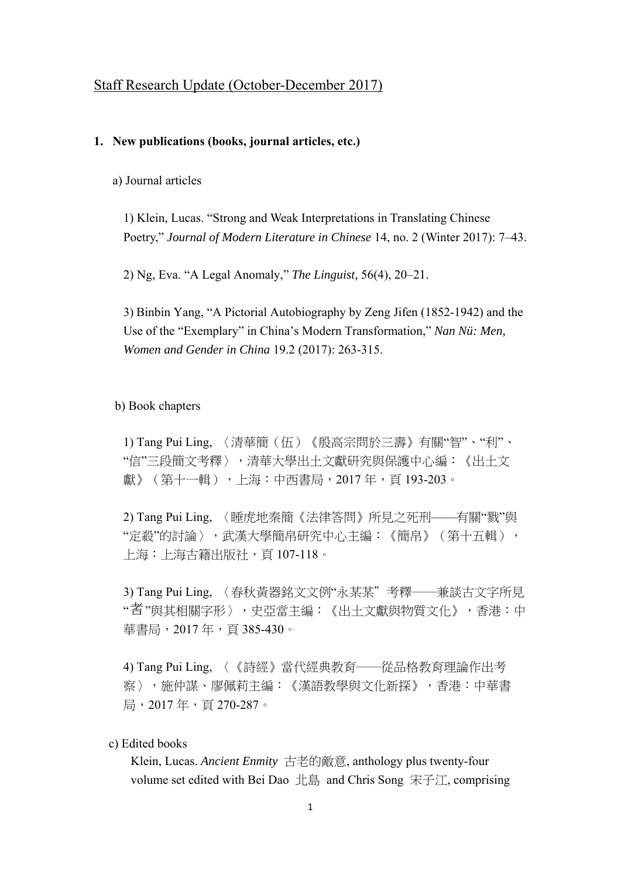Staff Research Update (October-December 2017)

1. **New publications (books, journal articles, etc.)**

a) Journal articles

1) Klein, Lucas. “Strong and Weak Interpretations in Translating Chinese Poetry,” *Journal of Modern Literature in Chinese* 14, no. 2 (Winter 2017): 7–43.

2) Ng, Eva. “A Legal Anomaly,” *The Linguist,* 56(4), 20–21.

3) Binbin Yang, “A Pictorial Autobiography by Zeng Jifen (1852-1942) and the Use of the “Exemplary” in China’s Modern Transformation,” *Nan Nü: Men, Women and Gender in China* 19.2 (2017): 263-315.

b) Book chapters

1) Tang Pui Ling, 〈清華簡（伍）《殷高宗問於三壽》有關“智”、“利”、“信”三段簡文考釋〉，清華大學出土文獻研究與保護中心編：《出土文獻》（第十一輯），上海：中西書局，2017 年，頁 193-203。

2) Tang Pui Ling, 〈睡虎地秦簡《法律答問》所見之死刑——有關“戮”與“定殺”的討論〉，武漢大學簡帛研究中心主編：《簡帛》（第十五輯），上海：上海古籍出版社，頁 107-118。

3) Tang Pui Ling, 〈春秋黃器銘文文例“永某某” 考釋——兼談古文字所見“耆”與其相關字形〉，史亞當主編：《出土文獻與物質文化》，香港：中華書局，2017 年，頁 385-430。

4) Tang Pui Ling, 〈《詩經》當代經典教育——從品格教育理論作出考察〉，施仲謀、廖佩莉主編：《漢語教學與文化新探》，香港：中華書局，2017 年，頁 270-287。

c) Edited books

Klein, Lucas. *Ancient Enmity* 古老的敵意, anthology plus twenty-four volume set edited with Bei Dao 北島 and Chris Song 宋子江, comprising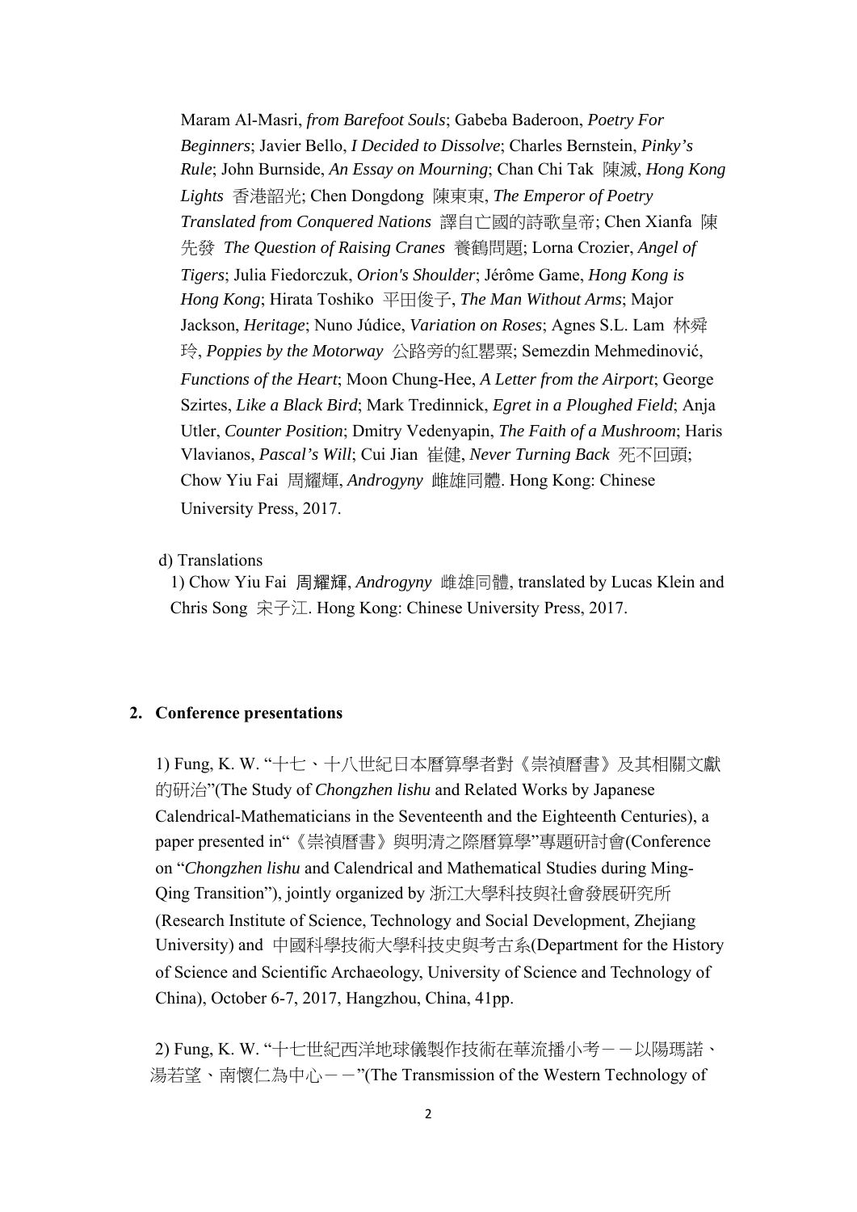Maram Al-Masri, *from Barefoot Souls*; Gabeba Baderoon, *Poetry For Beginners*; Javier Bello, *I Decided to Dissolve*; Charles Bernstein, *Pinky's Rule*; John Burnside, *An Essay on Mourning*; Chan Chi Tak 陳滅, *Hong Kong Lights* 香港韶光; Chen Dongdong 陳東東, *The Emperor of Poetry Translated from Conquered Nations* 譯自亡國的詩歌皇帝; Chen Xianfa 陳先發 *The Question of Raising Cranes* 養鶴問題; Lorna Crozier, *Angel of Tigers*; Julia Fiedorczuk, *Orion's Shoulder*; Jérôme Game, *Hong Kong is Hong Kong*; Hirata Toshiko 平田俊子, *The Man Without Arms*; Major Jackson, *Heritage*; Nuno Júdice, *Variation on Roses*; Agnes S.L. Lam 林舜玲, *Poppies by the Motorway* 公路旁的紅罌粟; Semezdin Mehmedinović, *Functions of the Heart*; Moon Chung-Hee, *A Letter from the Airport*; George Szirtes, *Like a Black Bird*; Mark Tredinnick, *Egret in a Ploughed Field*; Anja Utler, *Counter Position*; Dmitry Vedenyapin, *The Faith of a Mushroom*; Haris Vlavianos, *Pascal's Will*; Cui Jian 崔健, *Never Turning Back* 死不回頭; Chow Yiu Fai 周耀輝, *Androgyny* 雌雄同體. Hong Kong: Chinese University Press, 2017.

d) Translations

1) Chow Yiu Fai 周耀輝, *Androgyny* 雌雄同體, translated by Lucas Klein and Chris Song 宋子江. Hong Kong: Chinese University Press, 2017.

## 2. Conference presentations

1) Fung, K. W. "十七、十八世紀日本曆算學者對《崇禎曆書》及其相關文獻的研治"(The Study of *Chongzhen lishu* and Related Works by Japanese Calendrical-Mathematicians in the Seventeenth and the Eighteenth Centuries), a paper presented in"《崇禎曆書》與明清之際曆算學"專題研討會(Conference on "*Chongzhen lishu* and Calendrical and Mathematical Studies during Ming-Qing Transition"), jointly organized by 浙江大學科技與社會發展研究所 (Research Institute of Science, Technology and Social Development, Zhejiang University) and 中國科學技術大學科技史與考古系(Department for the History of Science and Scientific Archaeology, University of Science and Technology of China), October 6-7, 2017, Hangzhou, China, 41pp.

2) Fung, K. W. "十七世紀西洋地球儀製作技術在華流播小考－－以陽瑪諾、湯若望、南懷仁為中心－－"(The Transmission of the Western Technology of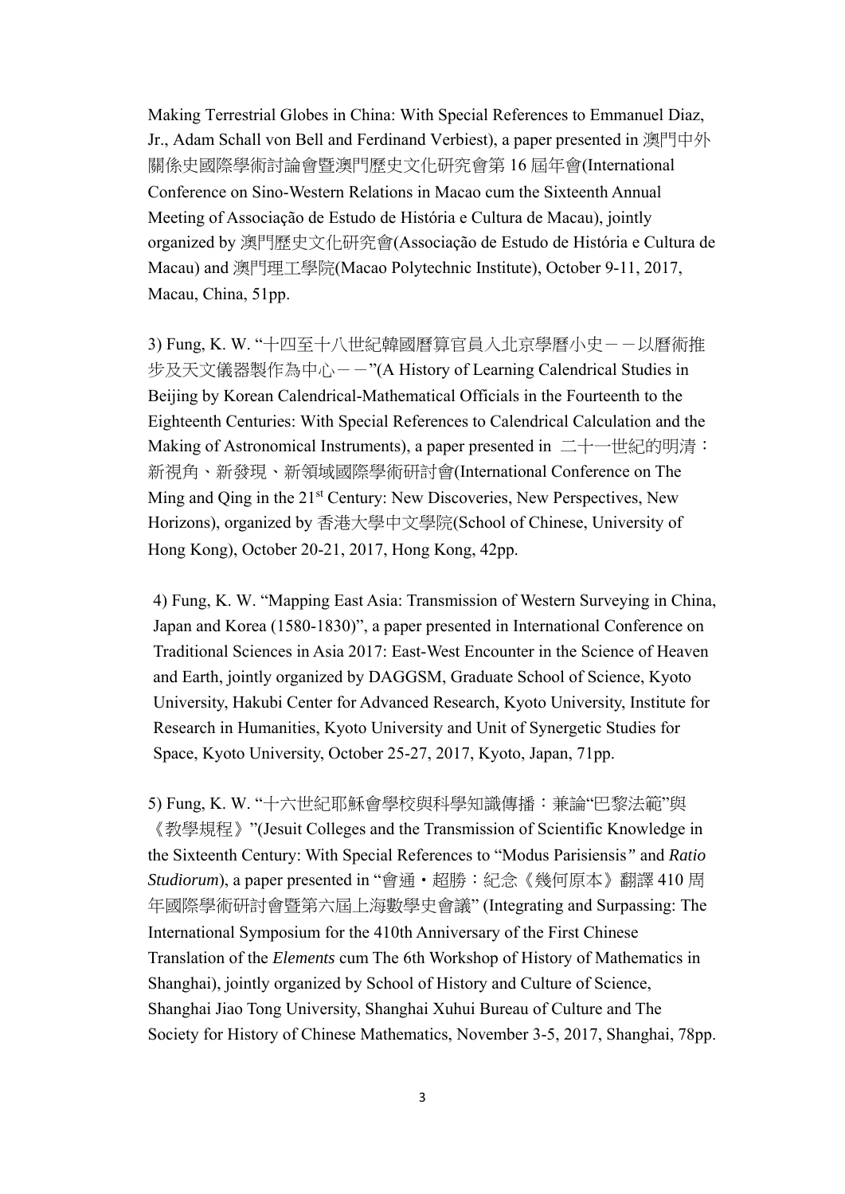Making Terrestrial Globes in China: With Special References to Emmanuel Diaz, Jr., Adam Schall von Bell and Ferdinand Verbiest), a paper presented in 澳門中外關係史國際學術討論會暨澳門歷史文化研究會第 16 屆年會(International Conference on Sino-Western Relations in Macao cum the Sixteenth Annual Meeting of Associação de Estudo de História e Cultura de Macau), jointly organized by 澳門歷史文化研究會(Associação de Estudo de História e Cultura de Macau) and 澳門理工學院(Macao Polytechnic Institute), October 9-11, 2017, Macau, China, 51pp.

3) Fung, K. W. "十四至十八世紀韓國曆算官員入北京學曆小史－－以曆術推步及天文儀器製作為中心－－"(A History of Learning Calendrical Studies in Beijing by Korean Calendrical-Mathematical Officials in the Fourteenth to the Eighteenth Centuries: With Special References to Calendrical Calculation and the Making of Astronomical Instruments), a paper presented in 二十一世紀的明清：新視角、新發現、新領域國際學術研討會(International Conference on The Ming and Qing in the 21st Century: New Discoveries, New Perspectives, New Horizons), organized by 香港大學中文學院(School of Chinese, University of Hong Kong), October 20-21, 2017, Hong Kong, 42pp.

4) Fung, K. W. "Mapping East Asia: Transmission of Western Surveying in China, Japan and Korea (1580-1830)", a paper presented in International Conference on Traditional Sciences in Asia 2017: East-West Encounter in the Science of Heaven and Earth, jointly organized by DAGGSM, Graduate School of Science, Kyoto University, Hakubi Center for Advanced Research, Kyoto University, Institute for Research in Humanities, Kyoto University and Unit of Synergetic Studies for Space, Kyoto University, October 25-27, 2017, Kyoto, Japan, 71pp.

5) Fung, K. W. "十六世紀耶穌會學校與科學知識傳播：兼論"巴黎法範"與《教學規程》"(Jesuit Colleges and the Transmission of Scientific Knowledge in the Sixteenth Century: With Special References to "Modus Parisiensis" and *Ratio Studiorum*), a paper presented in "會通・超勝：紀念《幾何原本》翻譯 410 周年國際學術研討會暨第六屆上海數學史會議" (Integrating and Surpassing: The International Symposium for the 410th Anniversary of the First Chinese Translation of the *Elements* cum The 6th Workshop of History of Mathematics in Shanghai), jointly organized by School of History and Culture of Science, Shanghai Jiao Tong University, Shanghai Xuhui Bureau of Culture and The Society for History of Chinese Mathematics, November 3-5, 2017, Shanghai, 78pp.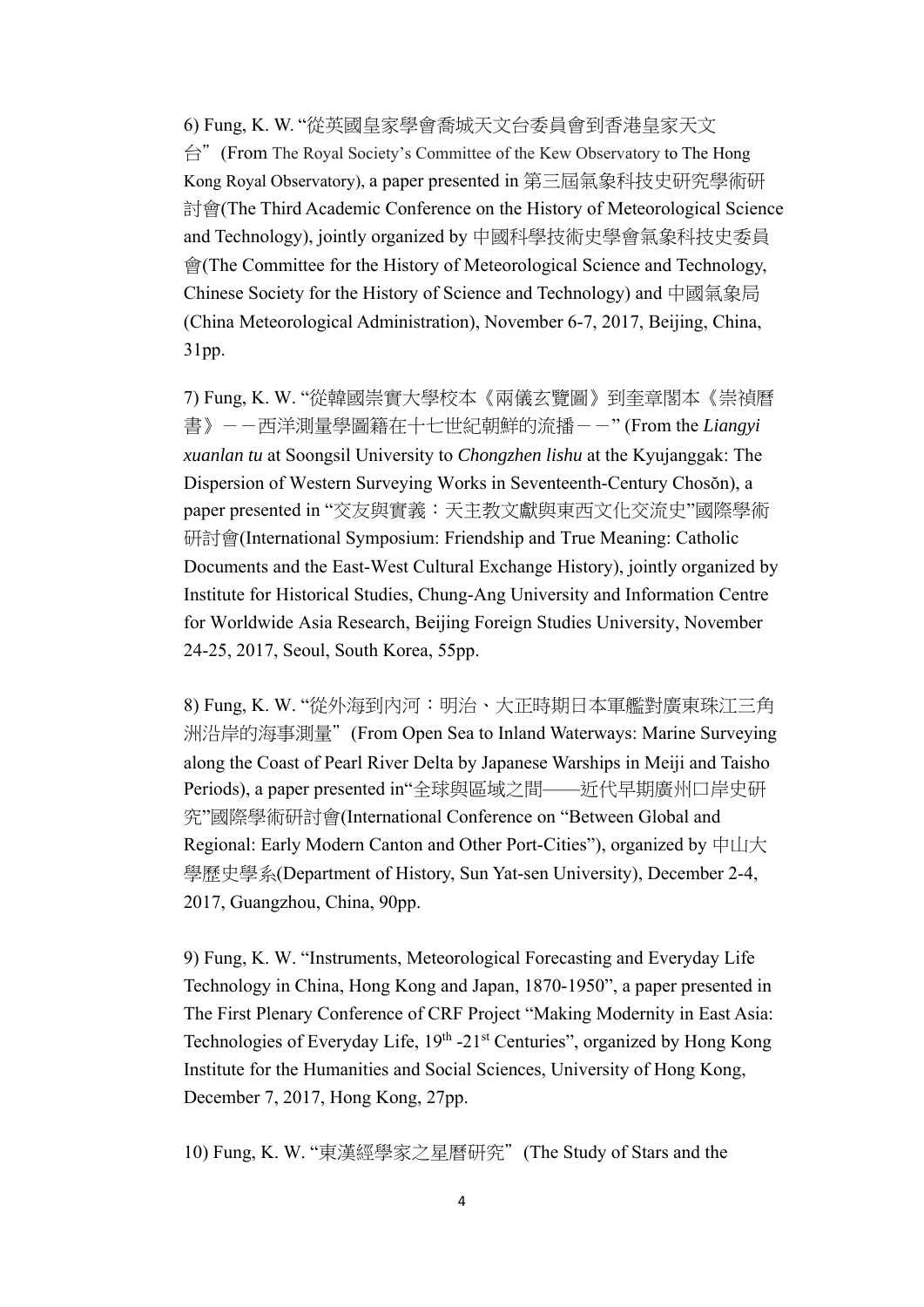6) Fung, K. W. "從英國皇家學會喬城天文台委員會到香港皇家天文台" (From The Royal Society's Committee of the Kew Observatory to The Hong Kong Royal Observatory), a paper presented in 第三屆氣象科技史研究學術研討會(The Third Academic Conference on the History of Meteorological Science and Technology), jointly organized by 中國科學技術史學會氣象科技史委員會(The Committee for the History of Meteorological Science and Technology, Chinese Society for the History of Science and Technology) and 中國氣象局 (China Meteorological Administration), November 6-7, 2017, Beijing, China, 31pp.

7) Fung, K. W. "從韓國崇實大學校本《兩儀玄覽圖》到奎章閣本《崇禎曆書》－－西洋測量學圖籍在十七世紀朝鮮的流播－－" (From the *Liangyi xuanlan tu* at Soongsil University to *Chongzhen lishu* at the Kyujanggak: The Dispersion of Western Surveying Works in Seventeenth-Century Chosŏn), a paper presented in "交友與實義：天主教文獻與東西文化交流史"國際學術研討會(International Symposium: Friendship and True Meaning: Catholic Documents and the East-West Cultural Exchange History), jointly organized by Institute for Historical Studies, Chung-Ang University and Information Centre for Worldwide Asia Research, Beijing Foreign Studies University, November 24-25, 2017, Seoul, South Korea, 55pp.

8) Fung, K. W. "從外海到內河：明治、大正時期日本軍艦對廣東珠江三角洲沿岸的海事測量" (From Open Sea to Inland Waterways: Marine Surveying along the Coast of Pearl River Delta by Japanese Warships in Meiji and Taisho Periods), a paper presented in"全球與區域之間——近代早期廣州口岸史研究"國際學術研討會(International Conference on "Between Global and Regional: Early Modern Canton and Other Port-Cities"), organized by 中山大學歷史學系(Department of History, Sun Yat-sen University), December 2-4, 2017, Guangzhou, China, 90pp.

9) Fung, K. W. "Instruments, Meteorological Forecasting and Everyday Life Technology in China, Hong Kong and Japan, 1870-1950", a paper presented in The First Plenary Conference of CRF Project "Making Modernity in East Asia: Technologies of Everyday Life, 19th -21st Centuries", organized by Hong Kong Institute for the Humanities and Social Sciences, University of Hong Kong, December 7, 2017, Hong Kong, 27pp.

10) Fung, K. W. "東漢經學家之星曆研究" (The Study of Stars and the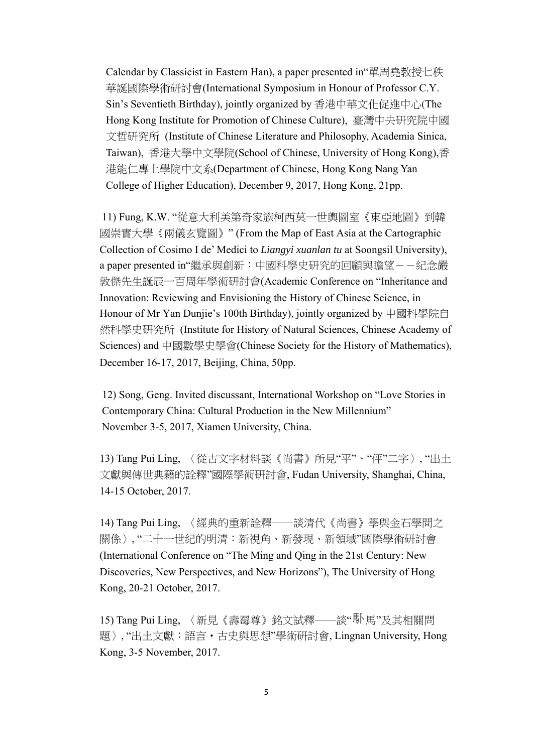Calendar by Classicist in Eastern Han), a paper presented in"單周堯教授七秩華誕國際學術研討會(International Symposium in Honour of Professor C.Y. Sin's Seventieth Birthday), jointly organized by 香港中華文化促進中心(The Hong Kong Institute for Promotion of Chinese Culture), 臺灣中央研究院中國文哲研究所 (Institute of Chinese Literature and Philosophy, Academia Sinica, Taiwan), 香港大學中文學院(School of Chinese, University of Hong Kong),香港能仁專上學院中文系(Department of Chinese, Hong Kong Nang Yan College of Higher Education), December 9, 2017, Hong Kong, 21pp.

11) Fung, K.W. "從意大利美第奇家族柯西莫一世輿圖室《東亞地圖》到韓國崇實大學《兩儀玄覽圖》" (From the Map of East Asia at the Cartographic Collection of Cosimo I de' Medici to *Liangyi xuanlan tu* at Soongsil University), a paper presented in"繼承與創新：中國科學史研究的回顧與瞻望－－紀念嚴敦傑先生誕辰一百周年學術研討會(Academic Conference on "Inheritance and Innovation: Reviewing and Envisioning the History of Chinese Science, in Honour of Mr Yan Dunjie's 100th Birthday), jointly organized by 中國科學院自然科學史研究所 (Institute for History of Natural Sciences, Chinese Academy of Sciences) and 中國數學史學會(Chinese Society for the History of Mathematics), December 16-17, 2017, Beijing, China, 50pp.

12) Song, Geng. Invited discussant, International Workshop on "Love Stories in Contemporary China: Cultural Production in the New Millennium" November 3-5, 2017, Xiamen University, China.

13) Tang Pui Ling, 〈從古文字材料談《尚書》所見"平"、"伻"二字〉, "出土文獻與傳世典籍的詮釋"國際學術研討會, Fudan University, Shanghai, China, 14-15 October, 2017.

14) Tang Pui Ling, 〈經典的重新詮釋——談清代《尚書》學與金石學問之關係〉, "二十一世紀的明清：新視角、新發現、新領域"國際學術研討會 (International Conference on "The Ming and Qing in the 21st Century: New Discoveries, New Perspectives, and New Horizons"), The University of Hong Kong, 20-21 October, 2017.

15) Tang Pui Ling, 〈新見《壽冁尊》銘文試釋——談"駜馬"及其相關問題〉, "出土文獻：語言・古史與思想"學術研討會, Lingnan University, Hong Kong, 3-5 November, 2017.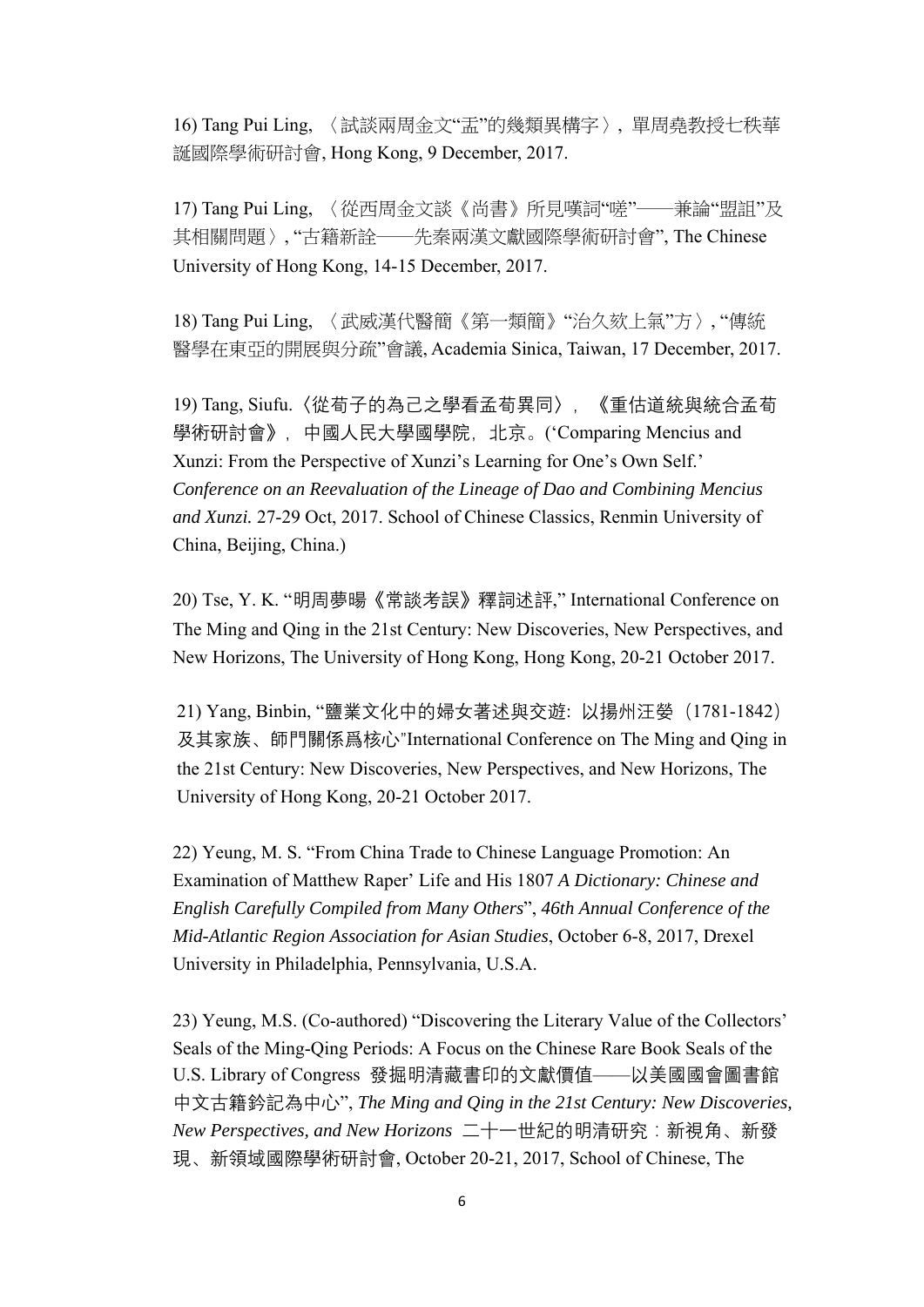16) Tang Pui Ling, 〈試談兩周金文“盂”的幾類異構字〉, 單周堯教授七秩華誕國際學術研討會, Hong Kong, 9 December, 2017.

17) Tang Pui Ling, 〈從西周金文談《尚書》所見嘆詞“嗟”——兼論“盟詛”及其相關問題〉, “古籍新詮——先秦兩漢文獻國際學術研討會”, The Chinese University of Hong Kong, 14-15 December, 2017.

18) Tang Pui Ling, 〈武威漢代醫簡《第一類簡》“治久欬上氣”方〉, “傳統醫學在東亞的開展與分疏”會議, Academia Sinica, Taiwan, 17 December, 2017.

19) Tang, Siufu.〈從荀子的為己之學看孟荀異同〉, 《重估道統與統合孟荀學術研討會》, 中國人民大學國學院, 北京。(‘Comparing Mencius and Xunzi: From the Perspective of Xunzi’s Learning for One’s Own Self.’ *Conference on an Reevaluation of the Lineage of Dao and Combining Mencius and Xunzi.* 27-29 Oct, 2017. School of Chinese Classics, Renmin University of China, Beijing, China.)

20) Tse, Y. K. “明周夢暘《常談考誤》釋詞述評,” International Conference on The Ming and Qing in the 21st Century: New Discoveries, New Perspectives, and New Horizons, The University of Hong Kong, Hong Kong, 20-21 October 2017.

21) Yang, Binbin, “鹽業文化中的婦女著述與交遊: 以揚州汪嫈（1781-1842）及其家族、師門關係爲核心"International Conference on The Ming and Qing in the 21st Century: New Discoveries, New Perspectives, and New Horizons, The University of Hong Kong, 20-21 October 2017.

22) Yeung, M. S. “From China Trade to Chinese Language Promotion: An Examination of Matthew Raper’ Life and His 1807 *A Dictionary: Chinese and English Carefully Compiled from Many Others*”, *46th Annual Conference of the Mid-Atlantic Region Association for Asian Studies*, October 6-8, 2017, Drexel University in Philadelphia, Pennsylvania, U.S.A.

23) Yeung, M.S. (Co-authored) “Discovering the Literary Value of the Collectors’ Seals of the Ming-Qing Periods: A Focus on the Chinese Rare Book Seals of the U.S. Library of Congress 發掘明清藏書印的文獻價值——以美國國會圖書館中文古籍鈐記為中心”, *The Ming and Qing in the 21st Century: New Discoveries, New Perspectives, and New Horizons* 二十一世紀的明清研究：新視角、新發現、新領域國際學術研討會, October 20-21, 2017, School of Chinese, The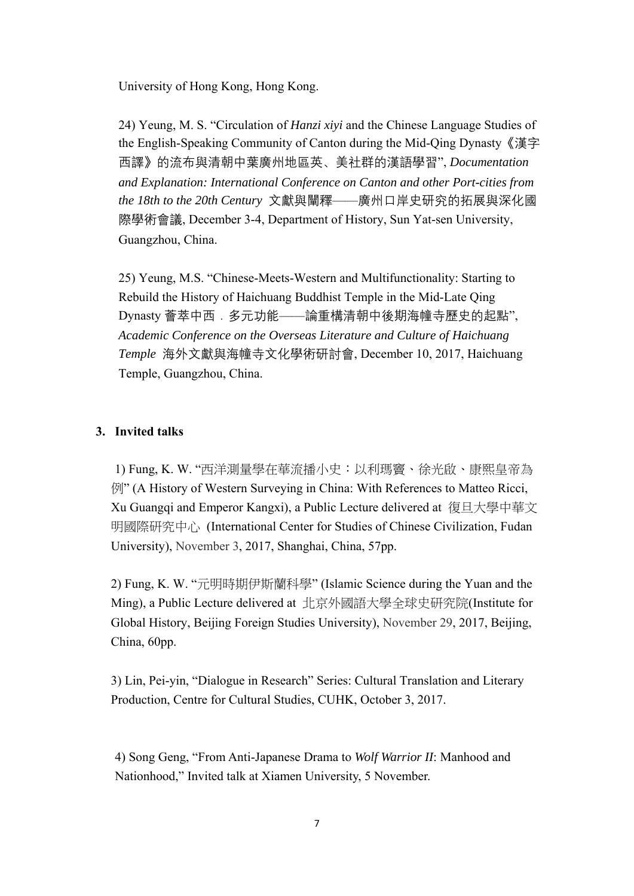University of Hong Kong, Hong Kong.

24) Yeung, M. S. “Circulation of *Hanzi xiyi* and the Chinese Language Studies of the English-Speaking Community of Canton during the Mid-Qing Dynasty《漢字西譯》的流布與清朝中葉廣州地區英、美社群的漢語學習”, *Documentation and Explanation: International Conference on Canton and other Port-cities from the 18th to the 20th Century* 文獻與闡釋——廣州口岸史研究的拓展與深化國際學術會議, December 3-4, Department of History, Sun Yat-sen University, Guangzhou, China.

25) Yeung, M.S. “Chinese-Meets-Western and Multifunctionality: Starting to Rebuild the History of Haichuang Buddhist Temple in the Mid-Late Qing Dynasty 薈萃中西．多元功能——論重構清朝中後期海幢寺歷史的起點”, *Academic Conference on the Overseas Literature and Culture of Haichuang Temple* 海外文獻與海幢寺文化學術研討會, December 10, 2017, Haichuang Temple, Guangzhou, China.

## 3. Invited talks

1) Fung, K. W. “西洋測量學在華流播小史：以利瑪竇、徐光啟、康熙皇帝為例” (A History of Western Surveying in China: With References to Matteo Ricci, Xu Guangqi and Emperor Kangxi), a Public Lecture delivered at 復旦大學中華文明國際研究中心 (International Center for Studies of Chinese Civilization, Fudan University), November 3, 2017, Shanghai, China, 57pp.

2) Fung, K. W. “元明時期伊斯蘭科學” (Islamic Science during the Yuan and the Ming), a Public Lecture delivered at 北京外國語大學全球史研究院(Institute for Global History, Beijing Foreign Studies University), November 29, 2017, Beijing, China, 60pp.

3) Lin, Pei-yin, “Dialogue in Research” Series: Cultural Translation and Literary Production, Centre for Cultural Studies, CUHK, October 3, 2017.

4) Song Geng, “From Anti-Japanese Drama to *Wolf Warrior II*: Manhood and Nationhood,” Invited talk at Xiamen University, 5 November.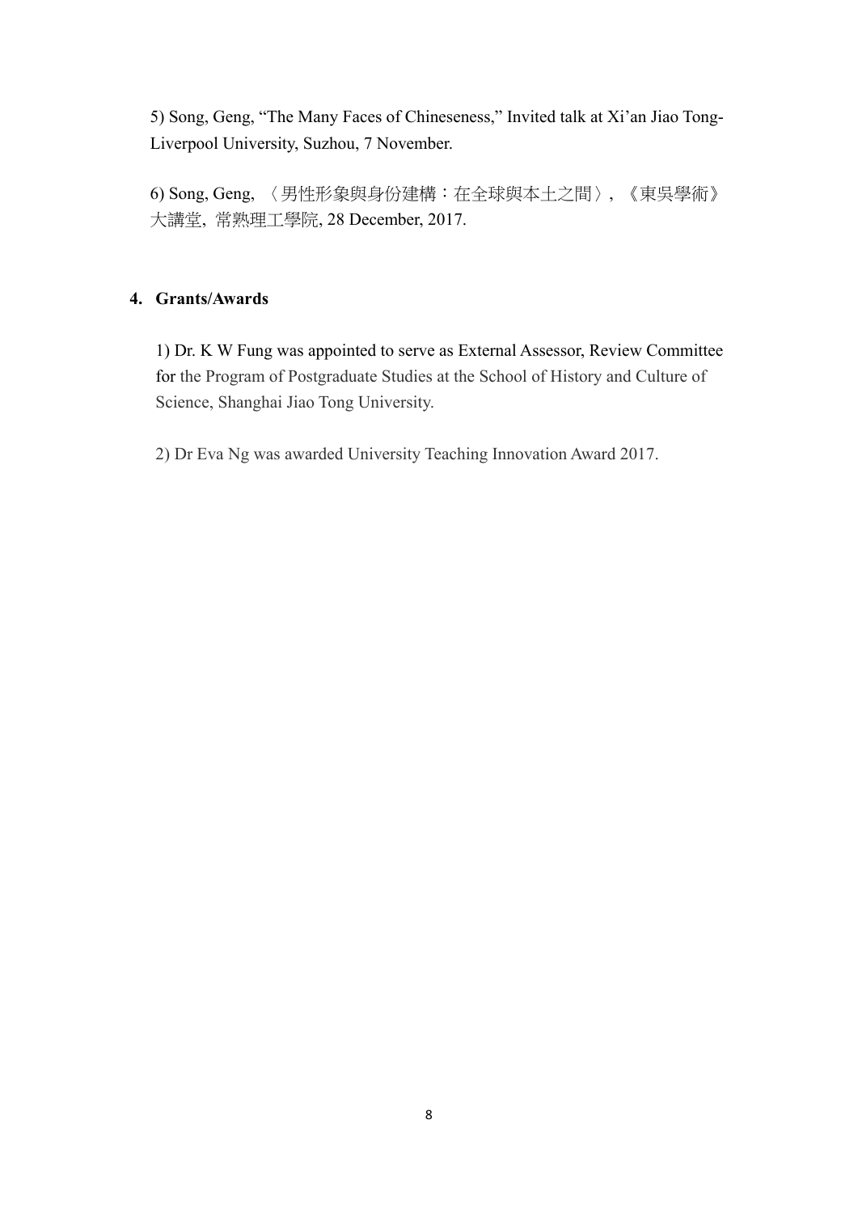5) Song, Geng, “The Many Faces of Chineseness,” Invited talk at Xi’an Jiao Tong-Liverpool University, Suzhou, 7 November.

6) Song, Geng, 〈男性形象與身份建構：在全球與本土之間〉, 《東吳學術》大講堂, 常熟理工學院, 28 December, 2017.

**4. Grants/Awards**

1) Dr. K W Fung was appointed to serve as External Assessor, Review Committee for the Program of Postgraduate Studies at the School of History and Culture of Science, Shanghai Jiao Tong University.

2) Dr Eva Ng was awarded University Teaching Innovation Award 2017.